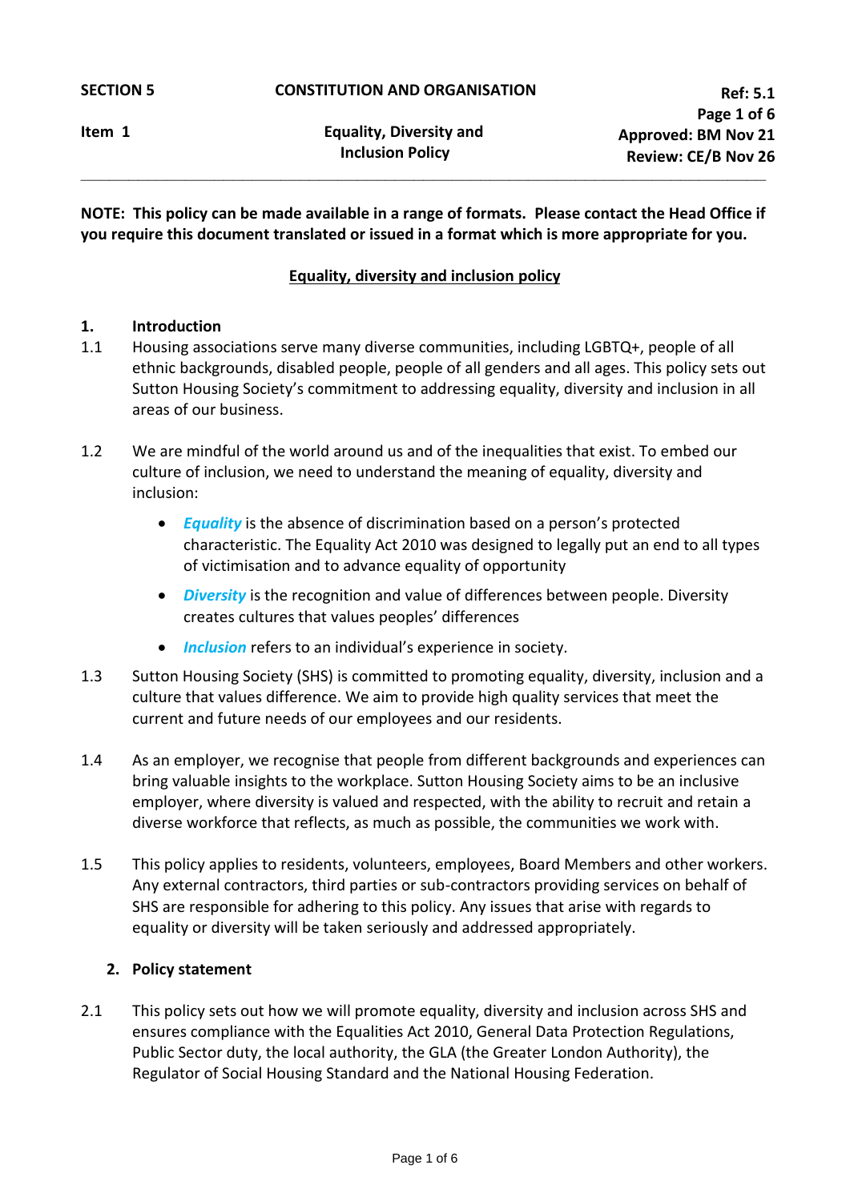| SECTION 5 | CONSTITUTION AND ORGANISATION | Ref: 5.1 |
|---|---|---|
| Item 1 | Equality, Diversity and Inclusion Policy | Approved: BM Nov 21<br>Review: CE/B Nov 26 |

**NOTE: This policy can be made available in a range of formats. Please contact the Head Office if you require this document translated or issued in a format which is more appropriate for you.**

## Equality, diversity and inclusion policy

### 1. Introduction

1.1 Housing associations serve many diverse communities, including LGBTQ+, people of all ethnic backgrounds, disabled people, people of all genders and all ages. This policy sets out Sutton Housing Society's commitment to addressing equality, diversity and inclusion in all areas of our business.

1.2 We are mindful of the world around us and of the inequalities that exist. To embed our culture of inclusion, we need to understand the meaning of equality, diversity and inclusion:

- ***Equality*** is the absence of discrimination based on a person's protected characteristic. The Equality Act 2010 was designed to legally put an end to all types of victimisation and to advance equality of opportunity
- ***Diversity*** is the recognition and value of differences between people. Diversity creates cultures that values peoples' differences
- ***Inclusion*** refers to an individual's experience in society.

1.3 Sutton Housing Society (SHS) is committed to promoting equality, diversity, inclusion and a culture that values difference. We aim to provide high quality services that meet the current and future needs of our employees and our residents.

1.4 As an employer, we recognise that people from different backgrounds and experiences can bring valuable insights to the workplace. Sutton Housing Society aims to be an inclusive employer, where diversity is valued and respected, with the ability to recruit and retain a diverse workforce that reflects, as much as possible, the communities we work with.

1.5 This policy applies to residents, volunteers, employees, Board Members and other workers. Any external contractors, third parties or sub-contractors providing services on behalf of SHS are responsible for adhering to this policy. Any issues that arise with regards to equality or diversity will be taken seriously and addressed appropriately.

### 2. Policy statement

2.1 This policy sets out how we will promote equality, diversity and inclusion across SHS and ensures compliance with the Equalities Act 2010, General Data Protection Regulations, Public Sector duty, the local authority, the GLA (the Greater London Authority), the Regulator of Social Housing Standard and the National Housing Federation.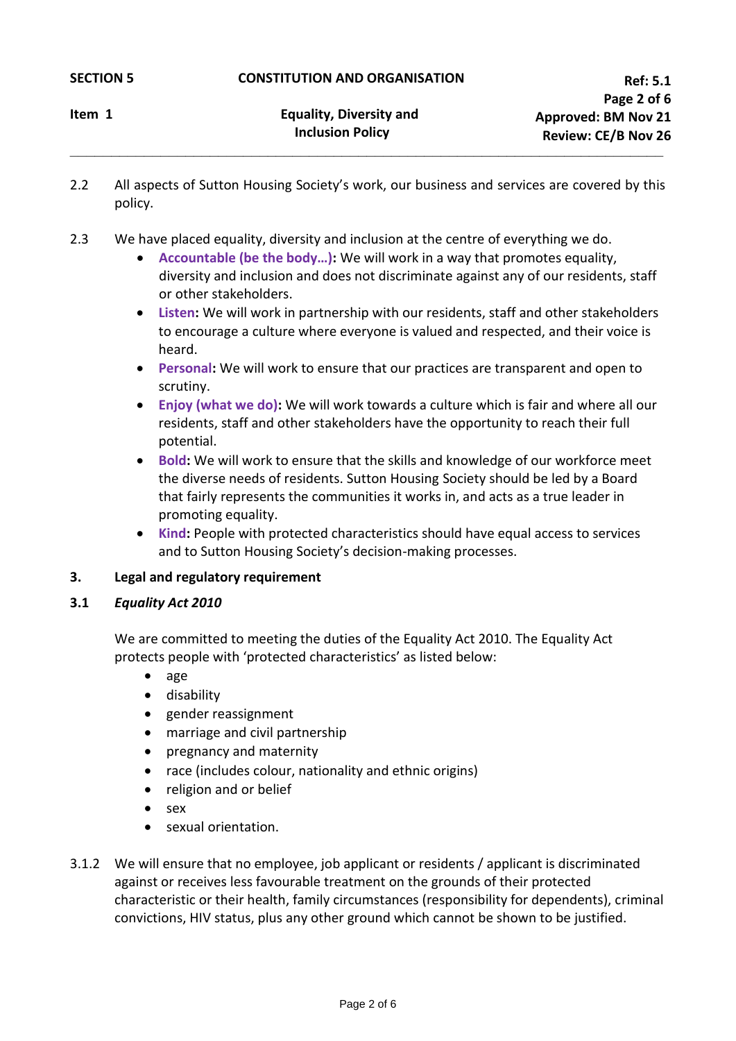2.2 All aspects of Sutton Housing Society's work, our business and services are covered by this policy.

2.3 We have placed equality, diversity and inclusion at the centre of everything we do.

- **Accountable (be the body…):** We will work in a way that promotes equality, diversity and inclusion and does not discriminate against any of our residents, staff or other stakeholders.
- **Listen:** We will work in partnership with our residents, staff and other stakeholders to encourage a culture where everyone is valued and respected, and their voice is heard.
- **Personal:** We will work to ensure that our practices are transparent and open to scrutiny.
- **Enjoy (what we do):** We will work towards a culture which is fair and where all our residents, staff and other stakeholders have the opportunity to reach their full potential.
- **Bold:** We will work to ensure that the skills and knowledge of our workforce meet the diverse needs of residents. Sutton Housing Society should be led by a Board that fairly represents the communities it works in, and acts as a true leader in promoting equality.
- **Kind:** People with protected characteristics should have equal access to services and to Sutton Housing Society's decision-making processes.

## 3. Legal and regulatory requirement

### 3.1 *Equality Act 2010*

We are committed to meeting the duties of the Equality Act 2010. The Equality Act protects people with 'protected characteristics' as listed below:

- age
- disability
- gender reassignment
- marriage and civil partnership
- pregnancy and maternity
- race (includes colour, nationality and ethnic origins)
- religion and or belief
- sex
- sexual orientation.

3.1.2 We will ensure that no employee, job applicant or residents / applicant is discriminated against or receives less favourable treatment on the grounds of their protected characteristic or their health, family circumstances (responsibility for dependents), criminal convictions, HIV status, plus any other ground which cannot be shown to be justified.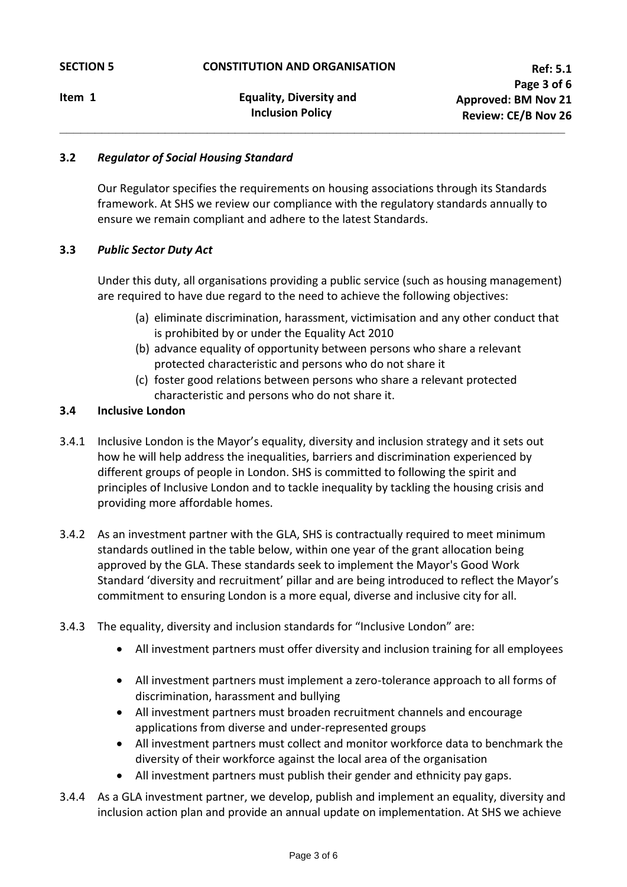### 3.2 *Regulator of Social Housing Standard*

Our Regulator specifies the requirements on housing associations through its Standards framework. At SHS we review our compliance with the regulatory standards annually to ensure we remain compliant and adhere to the latest Standards.

### 3.3 *Public Sector Duty Act*

Under this duty, all organisations providing a public service (such as housing management) are required to have due regard to the need to achieve the following objectives:

(a) eliminate discrimination, harassment, victimisation and any other conduct that is prohibited by or under the Equality Act 2010

(b) advance equality of opportunity between persons who share a relevant protected characteristic and persons who do not share it

(c) foster good relations between persons who share a relevant protected characteristic and persons who do not share it.

### 3.4 Inclusive London

3.4.1 Inclusive London is the Mayor's equality, diversity and inclusion strategy and it sets out how he will help address the inequalities, barriers and discrimination experienced by different groups of people in London. SHS is committed to following the spirit and principles of Inclusive London and to tackle inequality by tackling the housing crisis and providing more affordable homes.

3.4.2 As an investment partner with the GLA, SHS is contractually required to meet minimum standards outlined in the table below, within one year of the grant allocation being approved by the GLA. These standards seek to implement the Mayor's Good Work Standard 'diversity and recruitment' pillar and are being introduced to reflect the Mayor's commitment to ensuring London is a more equal, diverse and inclusive city for all.

3.4.3 The equality, diversity and inclusion standards for "Inclusive London" are:

- All investment partners must offer diversity and inclusion training for all employees
- All investment partners must implement a zero-tolerance approach to all forms of discrimination, harassment and bullying
- All investment partners must broaden recruitment channels and encourage applications from diverse and under-represented groups
- All investment partners must collect and monitor workforce data to benchmark the diversity of their workforce against the local area of the organisation
- All investment partners must publish their gender and ethnicity pay gaps.

3.4.4 As a GLA investment partner, we develop, publish and implement an equality, diversity and inclusion action plan and provide an annual update on implementation. At SHS we achieve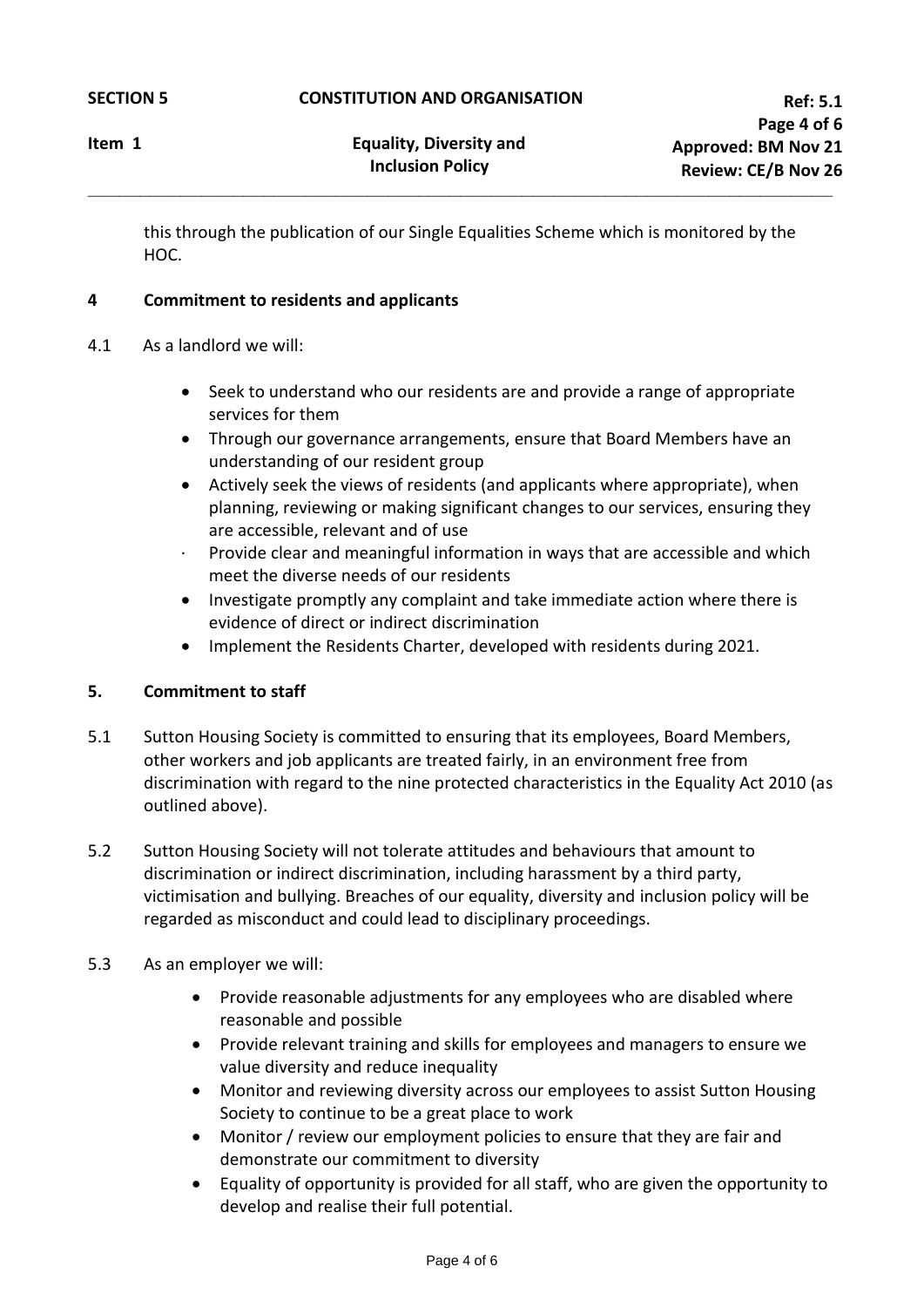this through the publication of our Single Equalities Scheme which is monitored by the HOC.

## 4 Commitment to residents and applicants

4.1 As a landlord we will:

- Seek to understand who our residents are and provide a range of appropriate services for them
- Through our governance arrangements, ensure that Board Members have an understanding of our resident group
- Actively seek the views of residents (and applicants where appropriate), when planning, reviewing or making significant changes to our services, ensuring they are accessible, relevant and of use
- Provide clear and meaningful information in ways that are accessible and which meet the diverse needs of our residents
- Investigate promptly any complaint and take immediate action where there is evidence of direct or indirect discrimination
- Implement the Residents Charter, developed with residents during 2021.

## 5. Commitment to staff

5.1 Sutton Housing Society is committed to ensuring that its employees, Board Members, other workers and job applicants are treated fairly, in an environment free from discrimination with regard to the nine protected characteristics in the Equality Act 2010 (as outlined above).

5.2 Sutton Housing Society will not tolerate attitudes and behaviours that amount to discrimination or indirect discrimination, including harassment by a third party, victimisation and bullying. Breaches of our equality, diversity and inclusion policy will be regarded as misconduct and could lead to disciplinary proceedings.

5.3 As an employer we will:

- Provide reasonable adjustments for any employees who are disabled where reasonable and possible
- Provide relevant training and skills for employees and managers to ensure we value diversity and reduce inequality
- Monitor and reviewing diversity across our employees to assist Sutton Housing Society to continue to be a great place to work
- Monitor / review our employment policies to ensure that they are fair and demonstrate our commitment to diversity
- Equality of opportunity is provided for all staff, who are given the opportunity to develop and realise their full potential.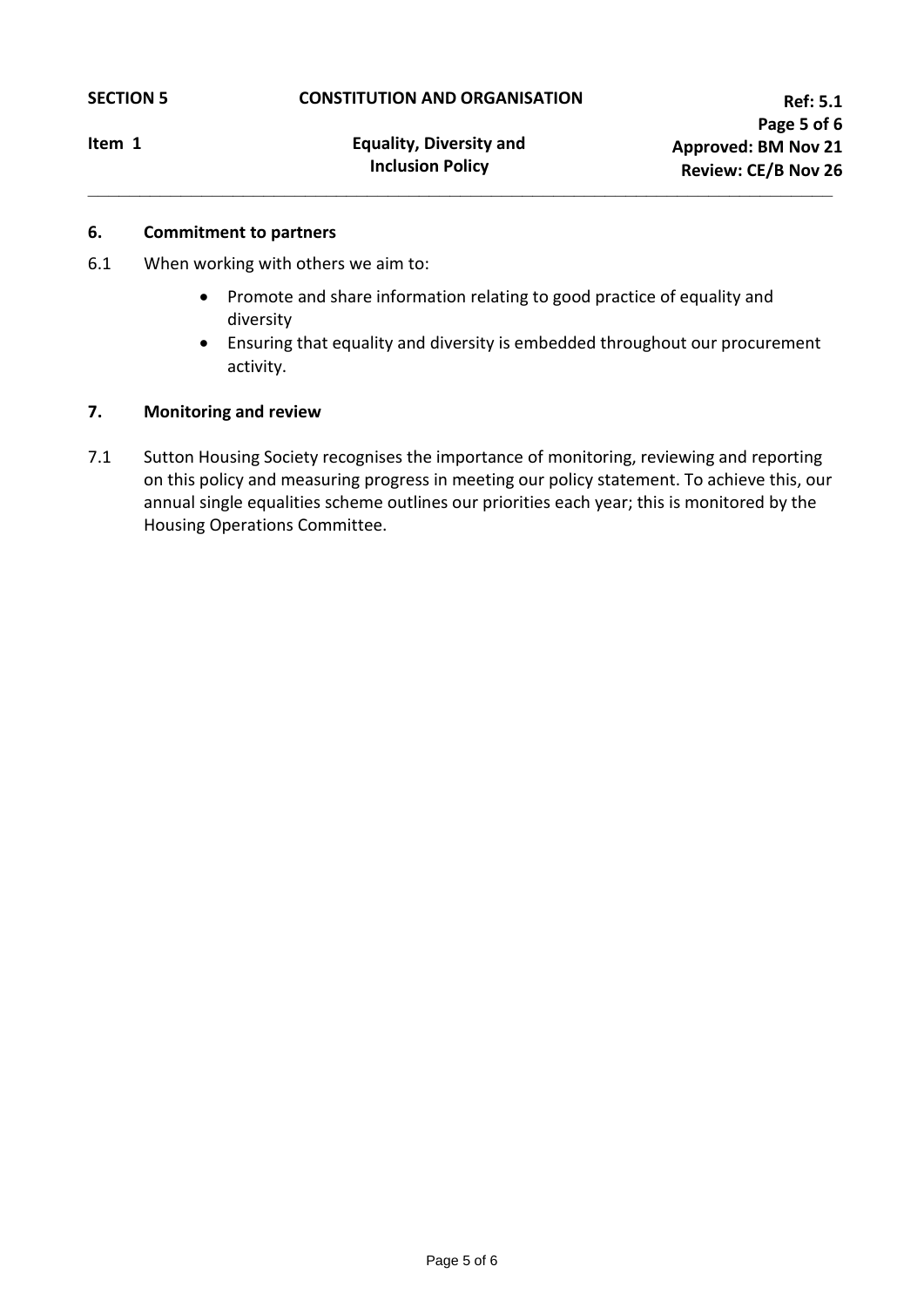## 6. Commitment to partners

6.1 When working with others we aim to:

- Promote and share information relating to good practice of equality and diversity
- Ensuring that equality and diversity is embedded throughout our procurement activity.

## 7. Monitoring and review

7.1 Sutton Housing Society recognises the importance of monitoring, reviewing and reporting on this policy and measuring progress in meeting our policy statement. To achieve this, our annual single equalities scheme outlines our priorities each year; this is monitored by the Housing Operations Committee.